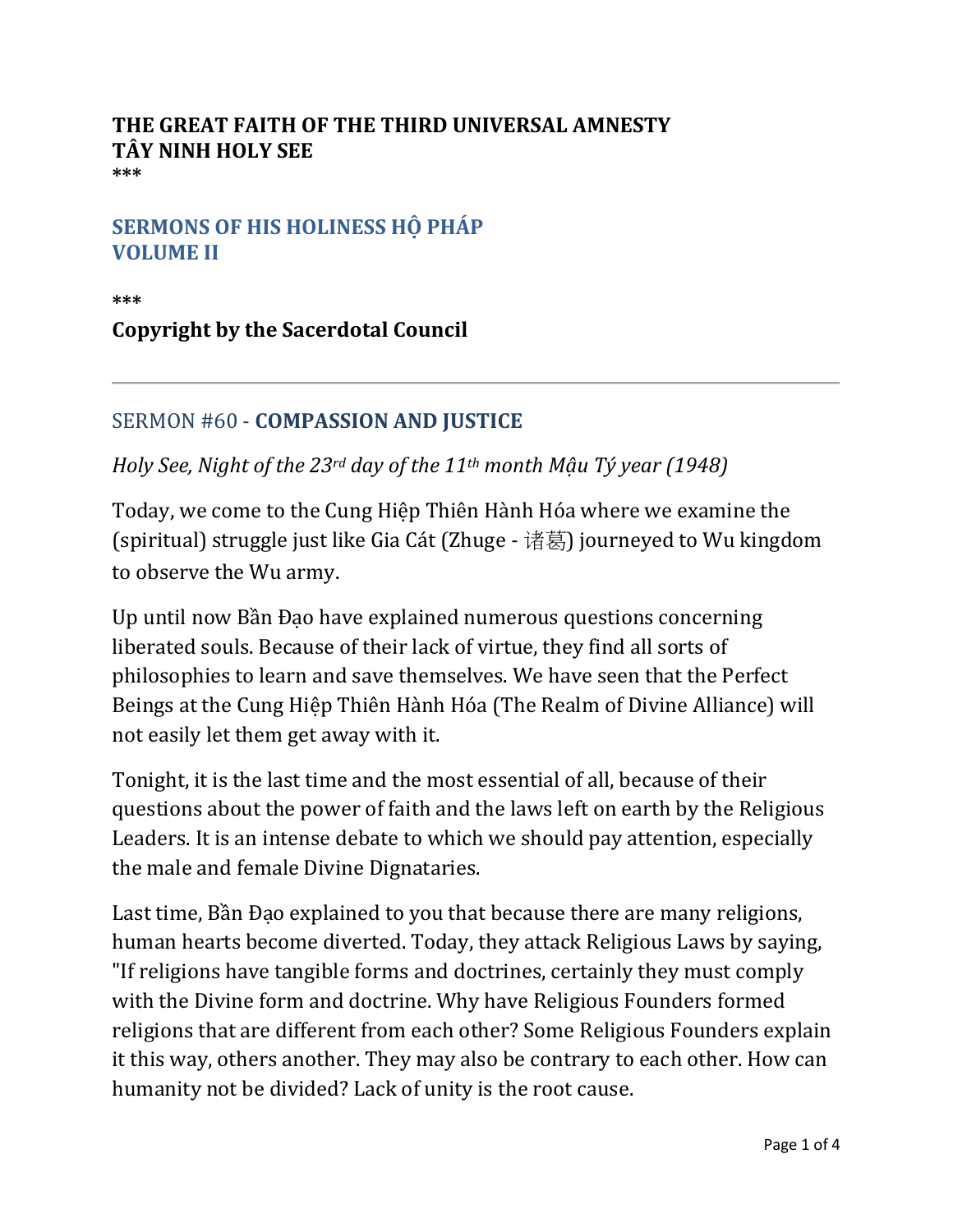**THE GREAT FAITH OF THE THIRD UNIVERSAL AMNESTY**
**TÂY NINH HOLY SEE**
**\*\*\***

## SERMONS OF HIS HOLINESS HỘ PHÁP
## VOLUME II

**\*\*\***

**Copyright by the Sacerdotal Council**

---

### SERMON #60 - **COMPASSION AND JUSTICE**

*Holy See, Night of the 23rd day of the 11th month Mậu Tý year (1948)*

Today, we come to the Cung Hiệp Thiên Hành Hóa where we examine the (spiritual) struggle just like Gia Cát (Zhuge - 诸葛) journeyed to Wu kingdom to observe the Wu army.

Up until now Bần Đạo have explained numerous questions concerning liberated souls. Because of their lack of virtue, they find all sorts of philosophies to learn and save themselves. We have seen that the Perfect Beings at the Cung Hiệp Thiên Hành Hóa (The Realm of Divine Alliance) will not easily let them get away with it.

Tonight, it is the last time and the most essential of all, because of their questions about the power of faith and the laws left on earth by the Religious Leaders. It is an intense debate to which we should pay attention, especially the male and female Divine Dignataries.

Last time, Bần Đạo explained to you that because there are many religions, human hearts become diverted. Today, they attack Religious Laws by saying, "If religions have tangible forms and doctrines, certainly they must comply with the Divine form and doctrine. Why have Religious Founders formed religions that are different from each other? Some Religious Founders explain it this way, others another. They may also be contrary to each other. How can humanity not be divided? Lack of unity is the root cause.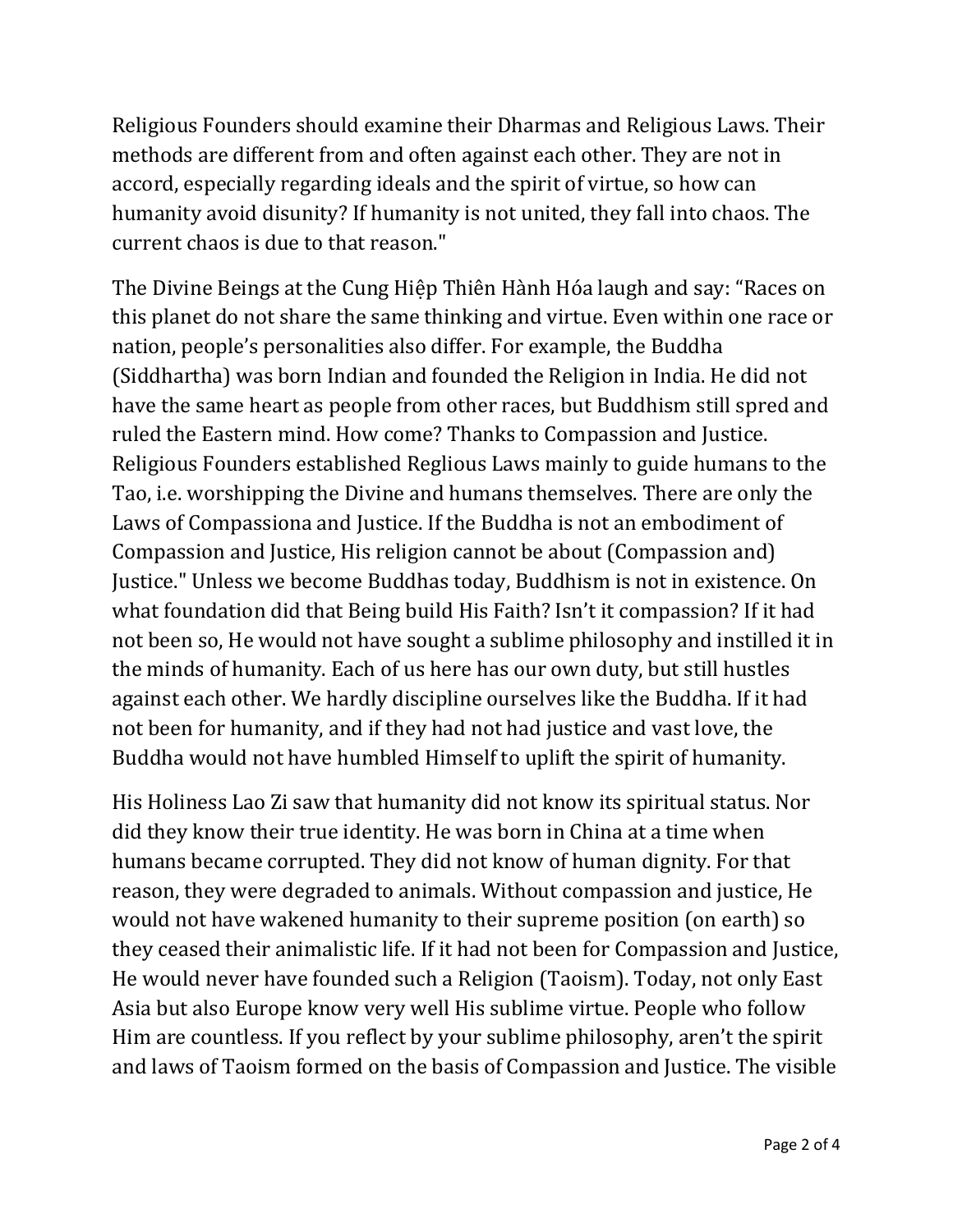Religious Founders should examine their Dharmas and Religious Laws. Their methods are different from and often against each other. They are not in accord, especially regarding ideals and the spirit of virtue, so how can humanity avoid disunity? If humanity is not united, they fall into chaos. The current chaos is due to that reason."

The Divine Beings at the Cung Hiệp Thiên Hành Hóa laugh and say: "Races on this planet do not share the same thinking and virtue. Even within one race or nation, people's personalities also differ. For example, the Buddha (Siddhartha) was born Indian and founded the Religion in India. He did not have the same heart as people from other races, but Buddhism still spred and ruled the Eastern mind. How come? Thanks to Compassion and Justice. Religious Founders established Reglious Laws mainly to guide humans to the Tao, i.e. worshipping the Divine and humans themselves. There are only the Laws of Compassiona and Justice. If the Buddha is not an embodiment of Compassion and Justice, His religion cannot be about (Compassion and) Justice." Unless we become Buddhas today, Buddhism is not in existence. On what foundation did that Being build His Faith? Isn't it compassion? If it had not been so, He would not have sought a sublime philosophy and instilled it in the minds of humanity. Each of us here has our own duty, but still hustles against each other. We hardly discipline ourselves like the Buddha. If it had not been for humanity, and if they had not had justice and vast love, the Buddha would not have humbled Himself to uplift the spirit of humanity.

His Holiness Lao Zi saw that humanity did not know its spiritual status. Nor did they know their true identity. He was born in China at a time when humans became corrupted. They did not know of human dignity. For that reason, they were degraded to animals. Without compassion and justice, He would not have wakened humanity to their supreme position (on earth) so they ceased their animalistic life. If it had not been for Compassion and Justice, He would never have founded such a Religion (Taoism). Today, not only East Asia but also Europe know very well His sublime virtue. People who follow Him are countless. If you reflect by your sublime philosophy, aren't the spirit and laws of Taoism formed on the basis of Compassion and Justice. The visible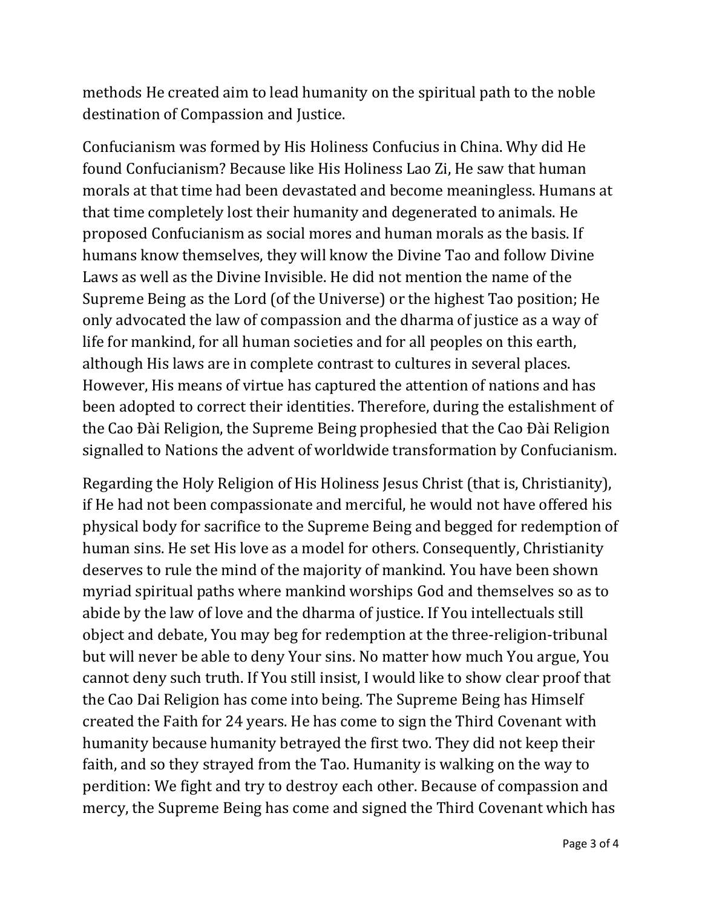methods He created aim to lead humanity on the spiritual path to the noble destination of Compassion and Justice.

Confucianism was formed by His Holiness Confucius in China. Why did He found Confucianism? Because like His Holiness Lao Zi, He saw that human morals at that time had been devastated and become meaningless. Humans at that time completely lost their humanity and degenerated to animals. He proposed Confucianism as social mores and human morals as the basis. If humans know themselves, they will know the Divine Tao and follow Divine Laws as well as the Divine Invisible. He did not mention the name of the Supreme Being as the Lord (of the Universe) or the highest Tao position; He only advocated the law of compassion and the dharma of justice as a way of life for mankind, for all human societies and for all peoples on this earth, although His laws are in complete contrast to cultures in several places. However, His means of virtue has captured the attention of nations and has been adopted to correct their identities. Therefore, during the estalishment of the Cao Đài Religion, the Supreme Being prophesied that the Cao Đài Religion signalled to Nations the advent of worldwide transformation by Confucianism.

Regarding the Holy Religion of His Holiness Jesus Christ (that is, Christianity), if He had not been compassionate and merciful, he would not have offered his physical body for sacrifice to the Supreme Being and begged for redemption of human sins. He set His love as a model for others. Consequently, Christianity deserves to rule the mind of the majority of mankind. You have been shown myriad spiritual paths where mankind worships God and themselves so as to abide by the law of love and the dharma of justice. If You intellectuals still object and debate, You may beg for redemption at the three-religion-tribunal but will never be able to deny Your sins. No matter how much You argue, You cannot deny such truth. If You still insist, I would like to show clear proof that the Cao Dai Religion has come into being. The Supreme Being has Himself created the Faith for 24 years. He has come to sign the Third Covenant with humanity because humanity betrayed the first two. They did not keep their faith, and so they strayed from the Tao. Humanity is walking on the way to perdition: We fight and try to destroy each other. Because of compassion and mercy, the Supreme Being has come and signed the Third Covenant which has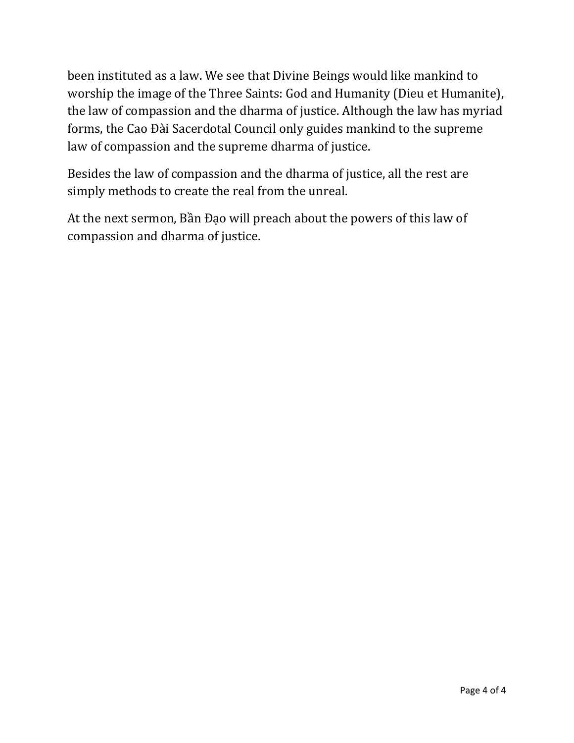been instituted as a law. We see that Divine Beings would like mankind to worship the image of the Three Saints: God and Humanity (Dieu et Humanite), the law of compassion and the dharma of justice. Although the law has myriad forms, the Cao Đài Sacerdotal Council only guides mankind to the supreme law of compassion and the supreme dharma of justice.

Besides the law of compassion and the dharma of justice, all the rest are simply methods to create the real from the unreal.

At the next sermon, Bần Đạo will preach about the powers of this law of compassion and dharma of justice.